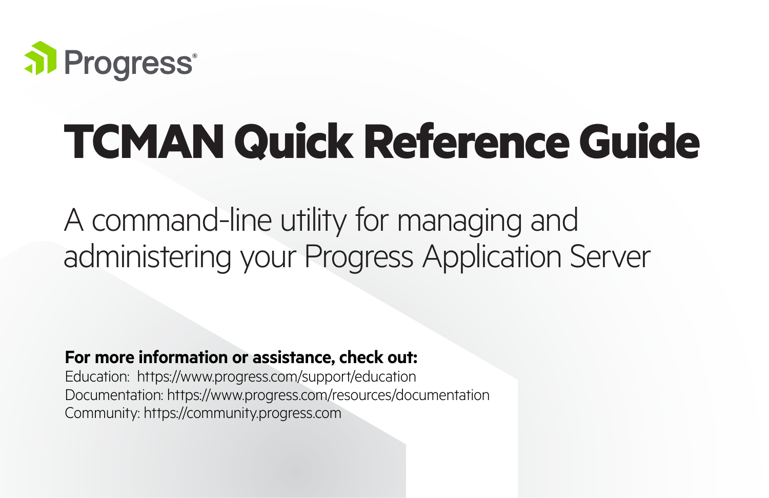Progress®

# TCMAN Quick Reference Guide

A command-line utility for managing and administering your Progress Application Server

**For more information or assistance, check out:**
Education: https://www.progress.com/support/education
Documentation: https://www.progress.com/resources/documentation
Community: https://community.progress.com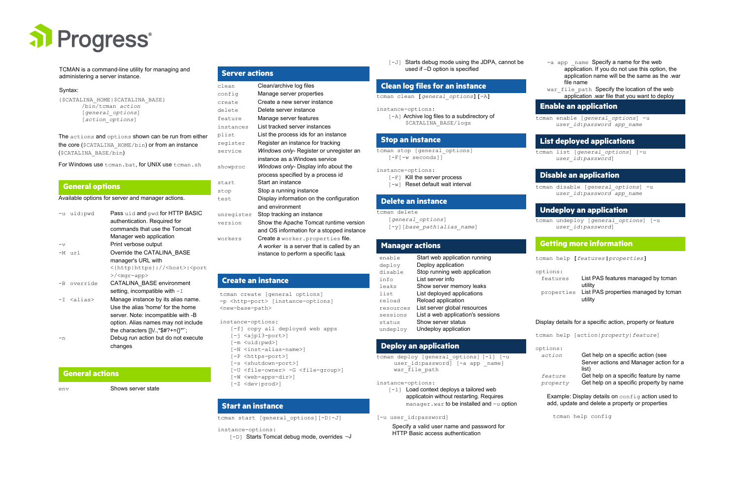Progress®

TCMAN is a command-line utility for managing and administering a server instance.

Syntax:

```
{$CATALINA_HOME|$CATALINA_BASE}
      /bin/tcman action
      [general_options]
      [action_options]
```

The actions and options shown can be run from either the core ($CATALINA_HOME/bin) or from an instance ($CATALINA_BASE/bin)

For Windows use tcman.bat, for UNIX use tcman.sh

## General options

Available options for server and manager actions.

| | |
|---|---|
| -u uid:pwd | Pass uid and pwd for HTTP BASIC authentication. Required for commands that use the Tomcat Manager web application |
| -v | Print verbose output |
| -M url | Override the CATALINA_BASE manager's URL with <{http\|https}://<host>:<port>/<mgr-app> |
| -B override | CATALINA_BASE environment setting, incompatible with -I |
| -I <alias> | Manage instance by its alias name. Use the alias 'home' for the home server. Note: incompatible with -B option. Alias names may not include the characters []\/.,*$#?+=(){}"'`; |
| -n | Debug run action but do not execute changes |

## General actions

| | |
|---|---|
| env | Shows server state |

## Server actions

| | |
|---|---|
| clean | Clean/archive log files |
| config | Manage server properties |
| create | Create a new server instance |
| delete | Delete server instance |
| feature | Manage server features |
| instances | List tracked server instances |
| plist | List the process ids for an instance |
| register | Register an instance for tracking |
| service | *Windows only*- Register or unregister an instance as a Windows service |
| showproc | *Windows only*- Display info about the process specified by a process id |
| start | Start an instance |
| stop | Stop a running instance |
| test | Display information on the configuration and environment |
| unregister | Stop tracking an instance |
| version | Show the Apache Tomcat runtime version and OS information for a stopped instance |
| workers | Create a worker.properties file. *A worker* is a server that is called by an instance to perform a specific task |

## Create an instance

```
tcman create [general options]
-p <http-port> [instance-options]
<new-base-path>
```

instance-options:

```
[-f] copy all deployed web apps
[-j <ajp13-port>]
[-m <uid:pwd>]
[-N <inst-alias-name>]
[-P <https-port>]
[-s <shutdown-port>]
[-U <file-owner> -G <file-group>]
[-W <web-apps-dir>]
[-Z <dev|prod>]
```

## Start an instance

```
tcman start [general_options][-D|-J]
```

instance-options:

- [-D] Starts Tomcat debug mode, overrides –J
- [-J] Starts debug mode using the JDPA, cannot be used if –D option is specified

## Clean log files for an instance

```
tcman clean [general_options][-A]
```

instance-options:

- [-A] Archive log files to a subdirectory of $CATALINA_BASE/logs

## Stop an instance

```
tcman stop [general_options]
  [-F[-w seconds]]
```

instance-options:

- [-F] Kill the server process
- [-w] Reset default wait interval

## Delete an instance

```
tcman delete
  [general_options]
  [-y][base_path|alias_name]
```

## Manager actions

| | |
|---|---|
| enable | Start web application running |
| deploy | Deploy application |
| disable | Stop running web application |
| info | List server info |
| leaks | Show server memory leaks |
| list | List deployed applications |
| reload | Reload application |
| resources | List server global resources |
| sessions | List a web application's sessions |
| status | Show server status |
| undeploy | Undeploy application |

## Deploy an application

```
tcman deploy [general_options] [-l] [-u
     user_id:password] [-a app _name]
     war_file_path
```

instance-options:

- [-l] Load context deploy a tailored web applicatoin without restarting. Requires manager.war to be installed and -u option

[-u user_id:password]

Specify a valid user name and password for HTTP Basic access authentication

-a app _name Specify a name for the web application. If you do not use this option, the application name will be the same as the .war file name

war_file_path Specify the location of the web application .war file that you want to deploy

## Enable an application

```
tcman enable [general_options] -u
     user_id:password app_name
```

## List deployed applications

```
tcman list [general_options] [-u
     user_id:password]
```

## Disable an application

```
tcman disable [general_options] -u
     user_id:password app_name
```

## Undeploy an application

```
tcman undeploy [general_options] [-u
     user_id:password]
```

## Getting more information

```
tcman help [features|properties]
```

options:

| | |
|---|---|
| features | List PAS features managed by tcman utility |
| properties | List PAS properties managed by tcman utility |

Display details for a specific action, property or feature

```
tcman help [action|property|feature]
```

options:

| | |
|---|---|
| *action* | Get help on a specific action (see Server actions and Manager action for a list) |
| *feature* | Get help on a specific feature by name |
| *property* | Get help on a specific property by name |

Example: Display details on config action used to add, update and delete a property or properties

```
tcman help config
```